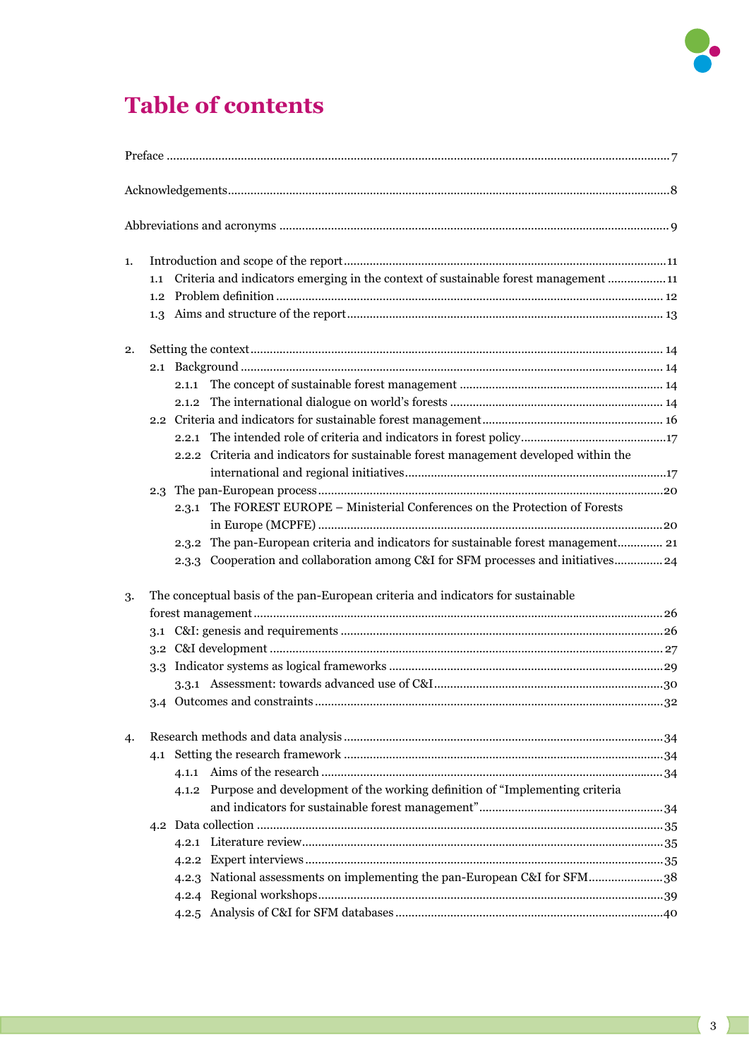# Table of contents

Preface ........................................................................................................................................................7

Acknowledgements.......................................................................................................................................8

Abbreviations and acronyms .......................................................................................................................9

1. Introduction and scope of the report ...................................................................................................11
   - 1.1 Criteria and indicators emerging in the context of sustainable forest management ..................11
   - 1.2 Problem definition ......................................................................................................................12
   - 1.3 Aims and structure of the report .................................................................................................13

2. Setting the context ..............................................................................................................................14
   - 2.1 Background .................................................................................................................................14
     - 2.1.1 The concept of sustainable forest management ...................................................................14
     - 2.1.2 The international dialogue on world's forests .....................................................................14
   - 2.2 Criteria and indicators for sustainable forest management ........................................................16
     - 2.2.1 The intended role of criteria and indicators in forest policy .................................................17
     - 2.2.2 Criteria and indicators for sustainable forest management developed within the international and regional initiatives ...............................................................................17
   - 2.3 The pan-European process ..........................................................................................................20
     - 2.3.1 The FOREST EUROPE – Ministerial Conferences on the Protection of Forests in Europe (MCPFE) ..........................................................................................................20
     - 2.3.2 The pan-European criteria and indicators for sustainable forest management.............21
     - 2.3.3 Cooperation and collaboration among C&I for SFM processes and initiatives..............24

3. The conceptual basis of the pan-European criteria and indicators for sustainable forest management .............................................................................................................................26
   - 3.1 C&I: genesis and requirements ...................................................................................................26
   - 3.2 C&I development .........................................................................................................................27
   - 3.3 Indicator systems as logical frameworks .....................................................................................29
     - 3.3.1 Assessment: towards advanced use of C&I ..........................................................................30
   - 3.4 Outcomes and constraints ...........................................................................................................32

4. Research methods and data analysis ...................................................................................................34
   - 4.1 Setting the research framework ..................................................................................................34
     - 4.1.1 Aims of the research ............................................................................................................34
     - 4.1.2 Purpose and development of the working definition of "Implementing criteria and indicators for sustainable forest management" ...........................................................34
   - 4.2 Data collection .............................................................................................................................35
     - 4.2.1 Literature review ..................................................................................................................35
     - 4.2.2 Expert interviews .................................................................................................................35
     - 4.2.3 National assessments on implementing the pan-European C&I for SFM .......................38
     - 4.2.4 Regional workshops ..............................................................................................................39
     - 4.2.5 Analysis of C&I for SFM databases .....................................................................................40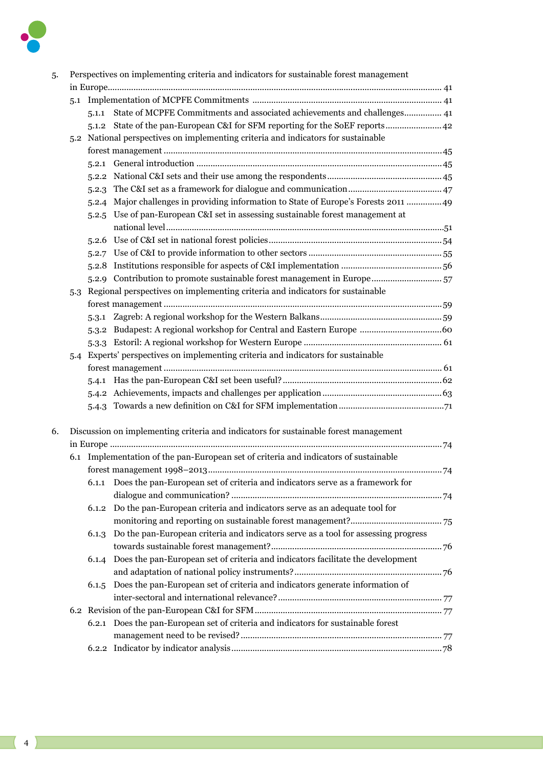5. Perspectives on implementing criteria and indicators for sustainable forest management in Europe ........ 41
   - 5.1 Implementation of MCPFE Commitments ........ 41
     - 5.1.1 State of MCPFE Commitments and associated achievements and challenges ........ 41
     - 5.1.2 State of the pan-European C&I for SFM reporting for the SoEF reports ........ 42
   - 5.2 National perspectives on implementing criteria and indicators for sustainable forest management ........ 45
     - 5.2.1 General introduction ........ 45
     - 5.2.2 National C&I sets and their use among the respondents ........ 45
     - 5.2.3 The C&I set as a framework for dialogue and communication ........ 47
     - 5.2.4 Major challenges in providing information to State of Europe's Forests 2011 ........ 49
     - 5.2.5 Use of pan-European C&I set in assessing sustainable forest management at national level ........ 51
     - 5.2.6 Use of C&I set in national forest policies ........ 54
     - 5.2.7 Use of C&I to provide information to other sectors ........ 55
     - 5.2.8 Institutions responsible for aspects of C&I implementation ........ 56
     - 5.2.9 Contribution to promote sustainable forest management in Europe ........ 57
   - 5.3 Regional perspectives on implementing criteria and indicators for sustainable forest management ........ 59
     - 5.3.1 Zagreb: A regional workshop for the Western Balkans ........ 59
     - 5.3.2 Budapest: A regional workshop for Central and Eastern Europe ........ 60
     - 5.3.3 Estoril: A regional workshop for Western Europe ........ 61
   - 5.4 Experts' perspectives on implementing criteria and indicators for sustainable forest management ........ 61
     - 5.4.1 Has the pan-European C&I set been useful? ........ 62
     - 5.4.2 Achievements, impacts and challenges per application ........ 63
     - 5.4.3 Towards a new definition on C&I for SFM implementation ........ 71

6. Discussion on implementing criteria and indicators for sustainable forest management in Europe ........ 74
   - 6.1 Implementation of the pan-European set of criteria and indicators of sustainable forest management 1998–2013 ........ 74
     - 6.1.1 Does the pan-European set of criteria and indicators serve as a framework for dialogue and communication? ........ 74
     - 6.1.2 Do the pan-European criteria and indicators serve as an adequate tool for monitoring and reporting on sustainable forest management? ........ 75
     - 6.1.3 Do the pan-European criteria and indicators serve as a tool for assessing progress towards sustainable forest management? ........ 76
     - 6.1.4 Does the pan-European set of criteria and indicators facilitate the development and adaptation of national policy instruments? ........ 76
     - 6.1.5 Does the pan-European set of criteria and indicators generate information of inter-sectoral and international relevance? ........ 77
   - 6.2 Revision of the pan-European C&I for SFM ........ 77
     - 6.2.1 Does the pan-European set of criteria and indicators for sustainable forest management need to be revised? ........ 77
     - 6.2.2 Indicator by indicator analysis ........ 78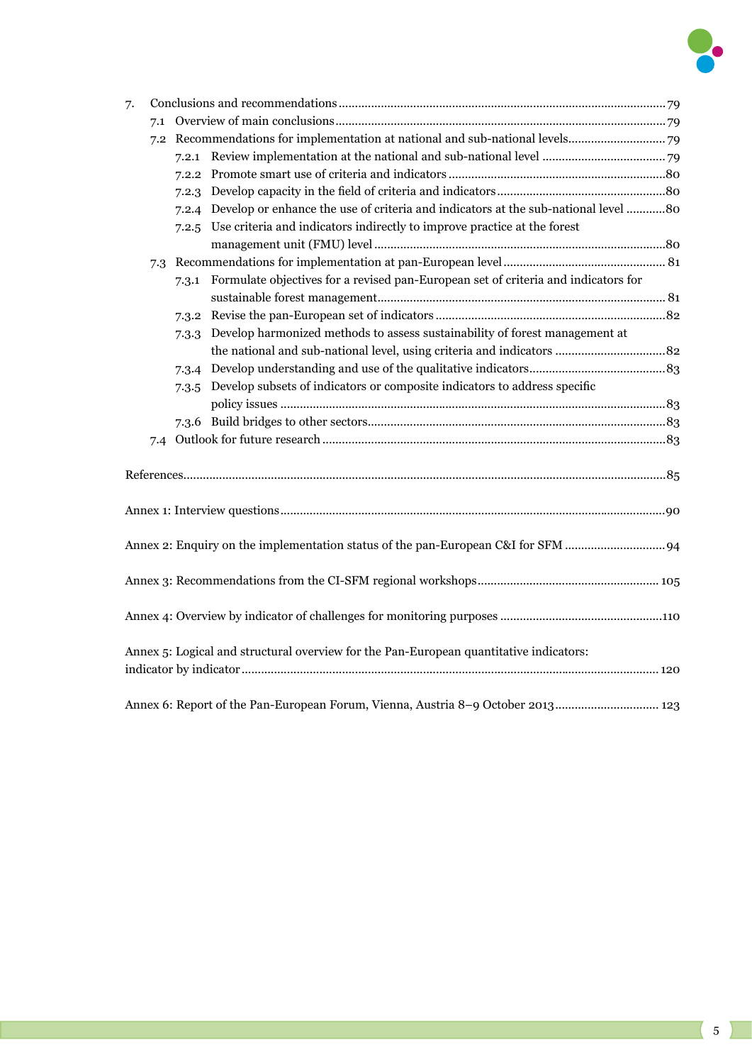7. Conclusions and recommendations ..... 79
  7.1 Overview of main conclusions ..... 79
  7.2 Recommendations for implementation at national and sub-national levels ..... 79
    7.2.1 Review implementation at the national and sub-national level ..... 79
    7.2.2 Promote smart use of criteria and indicators ..... 80
    7.2.3 Develop capacity in the field of criteria and indicators ..... 80
    7.2.4 Develop or enhance the use of criteria and indicators at the sub-national level ..... 80
    7.2.5 Use criteria and indicators indirectly to improve practice at the forest management unit (FMU) level ..... 80
  7.3 Recommendations for implementation at pan-European level ..... 81
    7.3.1 Formulate objectives for a revised pan-European set of criteria and indicators for sustainable forest management ..... 81
    7.3.2 Revise the pan-European set of indicators ..... 82
    7.3.3 Develop harmonized methods to assess sustainability of forest management at the national and sub-national level, using criteria and indicators ..... 82
    7.3.4 Develop understanding and use of the qualitative indicators ..... 83
    7.3.5 Develop subsets of indicators or composite indicators to address specific policy issues ..... 83
    7.3.6 Build bridges to other sectors ..... 83
  7.4 Outlook for future research ..... 83

References ..... 85

Annex 1: Interview questions ..... 90

Annex 2: Enquiry on the implementation status of the pan-European C&I for SFM ..... 94

Annex 3: Recommendations from the CI-SFM regional workshops ..... 105

Annex 4: Overview by indicator of challenges for monitoring purposes ..... 110

Annex 5: Logical and structural overview for the Pan-European quantitative indicators: indicator by indicator ..... 120

Annex 6: Report of the Pan-European Forum, Vienna, Austria 8–9 October 2013 ..... 123